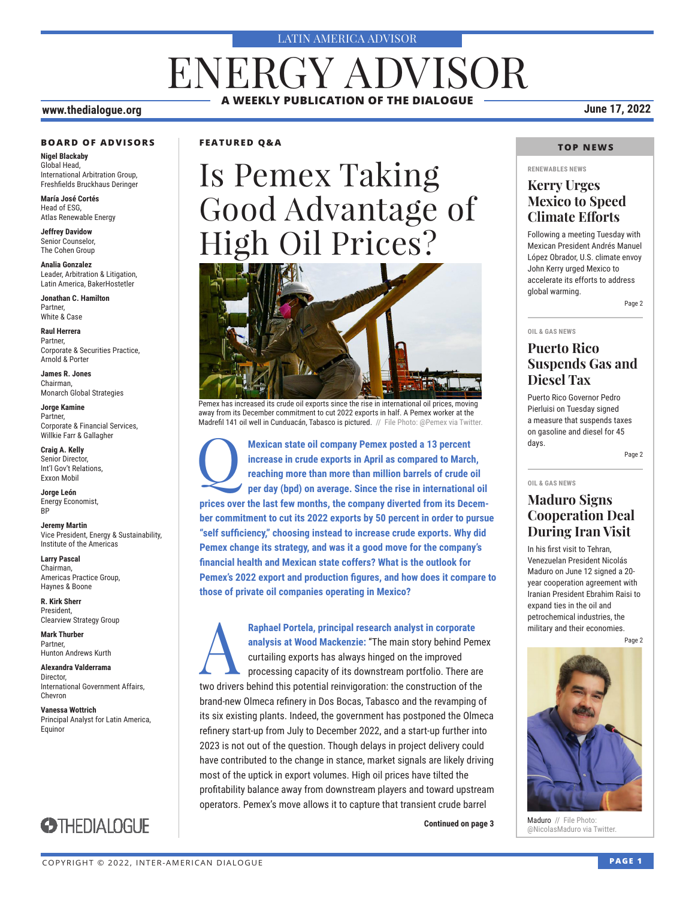LATIN AMERICA ADVISOR

# ENERGY ADVISOR

**A WEEKLY PUBLICATION OF THE DIALOGUE**

www.thedialogue.org

June 17, 2022

**BOARD OF ADVISORS**

**Nigel Blackaby**
Global Head,
International Arbitration Group,
Freshfields Bruckhaus Deringer

**María José Cortés**
Head of ESG,
Atlas Renewable Energy

**Jeffrey Davidow**
Senior Counselor,
The Cohen Group

**Analia Gonzalez**
Leader, Arbitration & Litigation,
Latin America, BakerHostetler

**Jonathan C. Hamilton**
Partner,
White & Case

**Raul Herrera**
Partner,
Corporate & Securities Practice,
Arnold & Porter

**James R. Jones**
Chairman,
Monarch Global Strategies

**Jorge Kamine**
Partner,
Corporate & Financial Services,
Willkie Farr & Gallagher

**Craig A. Kelly**
Senior Director,
Int'l Gov't Relations,
Exxon Mobil

**Jorge León**
Energy Economist,
BP

**Jeremy Martin**
Vice President, Energy & Sustainability,
Institute of the Americas

**Larry Pascal**
Chairman,
Americas Practice Group,
Haynes & Boone

**R. Kirk Sherr**
President,
Clearview Strategy Group

**Mark Thurber**
Partner,
Hunton Andrews Kurth

**Alexandra Valderrama**
Director,
International Government Affairs,
Chevron

**Vanessa Wottrich**
Principal Analyst for Latin America,
Equinor

THEDIALOGUE

**FEATURED Q&A**

## Is Pemex Taking Good Advantage of High Oil Prices?

Pemex has increased its crude oil exports since the rise in international oil prices, moving away from its December commitment to cut 2022 exports in half. A Pemex worker at the Madrefil 141 oil well in Cunduacán, Tabasco is pictured. // File Photo: @Pemex via Twitter.

**Q: Mexican state oil company Pemex posted a 13 percent increase in crude exports in April as compared to March, reaching more than million barrels of crude oil per day (bpd) on average. Since the rise in international oil prices over the last few months, the company diverted from its December commitment to cut its 2022 exports by 50 percent in order to pursue "self sufficiency," choosing instead to increase crude exports. Why did Pemex change its strategy, and was it a good move for the company's financial health and Mexican state coffers? What is the outlook for Pemex's 2022 export and production figures, and how does it compare to those of private oil companies operating in Mexico?**

**A: Raphael Portela, principal research analyst in corporate analysis at Wood Mackenzie:** "The main story behind Pemex curtailing exports has always hinged on the improved processing capacity of its downstream portfolio. There are two drivers behind this potential reinvigoration: the construction of the brand-new Olmeca refinery in Dos Bocas, Tabasco and the revamping of its six existing plants. Indeed, the government has postponed the Olmeca refinery start-up from July to December 2022, and a start-up further into 2023 is not out of the question. Though delays in project delivery could have contributed to the change in stance, market signals are likely driving most of the uptick in export volumes. High oil prices have tilted the profitability balance away from downstream players and toward upstream operators. Pemex's move allows it to capture that transient crude barrel

**Continued on page 3**

**TOP NEWS**

RENEWABLES NEWS

### Kerry Urges Mexico to Speed Climate Efforts

Following a meeting Tuesday with Mexican President Andrés Manuel López Obrador, U.S. climate envoy John Kerry urged Mexico to accelerate its efforts to address global warming.

Page 2

OIL & GAS NEWS

### Puerto Rico Suspends Gas and Diesel Tax

Puerto Rico Governor Pedro Pierluisi on Tuesday signed a measure that suspends taxes on gasoline and diesel for 45 days.

Page 2

OIL & GAS NEWS

### Maduro Signs Cooperation Deal During Iran Visit

In his first visit to Tehran, Venezuelan President Nicolás Maduro on June 12 signed a 20-year cooperation agreement with Iranian President Ebrahim Raisi to expand ties in the oil and petrochemical industries, the military and their economies.

Page 2

Maduro // File Photo: @NicolasMaduro via Twitter.

COPYRIGHT © 2022, INTER-AMERICAN DIALOGUE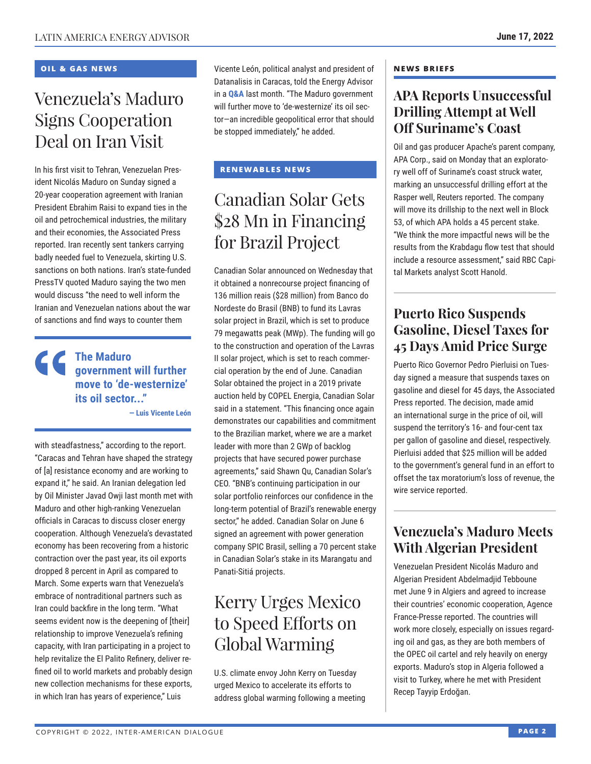## OIL & GAS NEWS

# Venezuela's Maduro Signs Cooperation Deal on Iran Visit

In his first visit to Tehran, Venezuelan President Nicolás Maduro on Sunday signed a 20-year cooperation agreement with Iranian President Ebrahim Raisi to expand ties in the oil and petrochemical industries, the military and their economies, the Associated Press reported. Iran recently sent tankers carrying badly needed fuel to Venezuela, skirting U.S. sanctions on both nations. Iran's state-funded PressTV quoted Maduro saying the two men would discuss "the need to well inform the Iranian and Venezuelan nations about the war of sanctions and find ways to counter them with steadfastness," according to the report. "Caracas and Tehran have shaped the strategy of [a] resistance economy and are working to expand it," he said. An Iranian delegation led by Oil Minister Javad Owji last month met with Maduro and other high-ranking Venezuelan officials in Caracas to discuss closer energy cooperation. Although Venezuela's devastated economy has been recovering from a historic contraction over the past year, its oil exports dropped 8 percent in April as compared to March. Some experts warn that Venezuela's embrace of nontraditional partners such as Iran could backfire in the long term. "What seems evident now is the deepening of [their] relationship to improve Venezuela's refining capacity, with Iran participating in a project to help revitalize the El Palito Refinery, deliver refined oil to world markets and probably design new collection mechanisms for these exports, in which Iran has years of experience," Luis Vicente León, political analyst and president of Datanalisis in Caracas, told the Energy Advisor in a **Q&A** last month. "The Maduro government will further move to 'de-westernize' its oil sector—an incredible geopolitical error that should be stopped immediately," he added.

> **The Maduro government will further move to 'de-westernize' its oil sector..."**
> — Luis Vicente León

## RENEWABLES NEWS

# Canadian Solar Gets $28 Mn in Financing for Brazil Project

Canadian Solar announced on Wednesday that it obtained a nonrecourse project financing of 136 million reais ($28 million) from Banco do Nordeste do Brasil (BNB) to fund its Lavras solar project in Brazil, which is set to produce 79 megawatts peak (MWp). The funding will go to the construction and operation of the Lavras II solar project, which is set to reach commercial operation by the end of June. Canadian Solar obtained the project in a 2019 private auction held by COPEL Energia, Canadian Solar said in a statement. "This financing once again demonstrates our capabilities and commitment to the Brazilian market, where we are a market leader with more than 2 GWp of backlog projects that have secured power purchase agreements," said Shawn Qu, Canadian Solar's CEO. "BNB's continuing participation in our solar portfolio reinforces our confidence in the long-term potential of Brazil's renewable energy sector," he added. Canadian Solar on June 6 signed an agreement with power generation company SPIC Brasil, selling a 70 percent stake in Canadian Solar's stake in its Marangatu and Panati-Sitiá projects.

# Kerry Urges Mexico to Speed Efforts on Global Warming

U.S. climate envoy John Kerry on Tuesday urged Mexico to accelerate its efforts to address global warming following a meeting

## NEWS BRIEFS

### APA Reports Unsuccessful Drilling Attempt at Well Off Suriname's Coast

Oil and gas producer Apache's parent company, APA Corp., said on Monday that an exploratory well off of Suriname's coast struck water, marking an unsuccessful drilling effort at the Rasper well, Reuters reported. The company will move its drillship to the next well in Block 53, of which APA holds a 45 percent stake. "We think the more impactful news will be the results from the Krabdagu flow test that should include a resource assessment," said RBC Capital Markets analyst Scott Hanold.

### Puerto Rico Suspends Gasoline, Diesel Taxes for 45 Days Amid Price Surge

Puerto Rico Governor Pedro Pierluisi on Tuesday signed a measure that suspends taxes on gasoline and diesel for 45 days, the Associated Press reported. The decision, made amid an international surge in the price of oil, will suspend the territory's 16- and four-cent tax per gallon of gasoline and diesel, respectively. Pierluisi added that $25 million will be added to the government's general fund in an effort to offset the tax moratorium's loss of revenue, the wire service reported.

### Venezuela's Maduro Meets With Algerian President

Venezuelan President Nicolás Maduro and Algerian President Abdelmadjid Tebboune met June 9 in Algiers and agreed to increase their countries' economic cooperation, Agence France-Presse reported. The countries will work more closely, especially on issues regarding oil and gas, as they are both members of the OPEC oil cartel and rely heavily on energy exports. Maduro's stop in Algeria followed a visit to Turkey, where he met with President Recep Tayyip Erdoğan.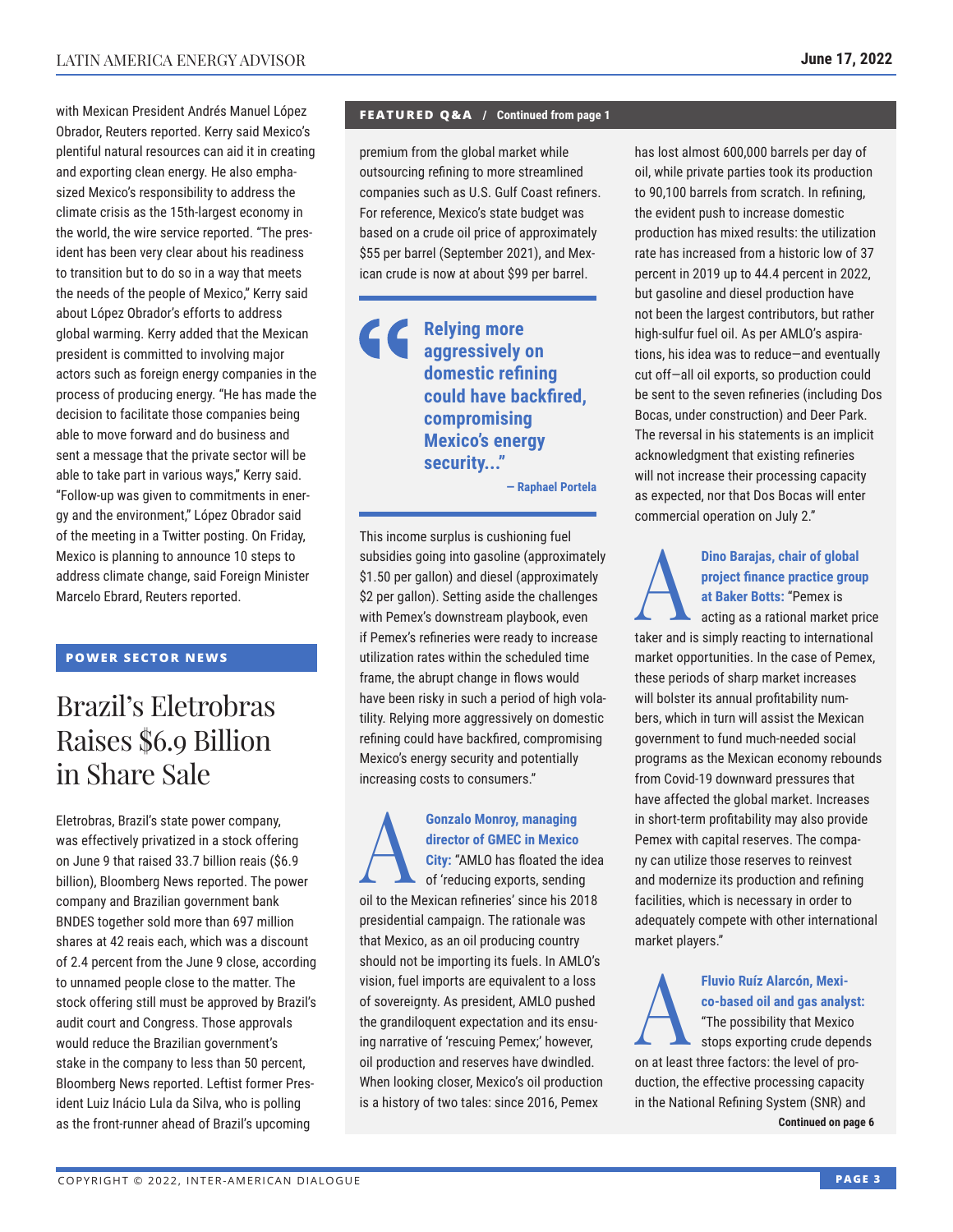with Mexican President Andrés Manuel López Obrador, Reuters reported. Kerry said Mexico's plentiful natural resources can aid it in creating and exporting clean energy. He also emphasized Mexico's responsibility to address the climate crisis as the 15th-largest economy in the world, the wire service reported. "The president has been very clear about his readiness to transition but to do so in a way that meets the needs of the people of Mexico," Kerry said about López Obrador's efforts to address global warming. Kerry added that the Mexican president is committed to involving major actors such as foreign energy companies in the process of producing energy. "He has made the decision to facilitate those companies being able to move forward and do business and sent a message that the private sector will be able to take part in various ways," Kerry said. "Follow-up was given to commitments in energy and the environment," López Obrador said of the meeting in a Twitter posting. On Friday, Mexico is planning to announce 10 steps to address climate change, said Foreign Minister Marcelo Ebrard, Reuters reported.

**POWER SECTOR NEWS**

# Brazil's Eletrobras Raises $6.9 Billion in Share Sale

Eletrobras, Brazil's state power company, was effectively privatized in a stock offering on June 9 that raised 33.7 billion reais ($6.9 billion), Bloomberg News reported. The power company and Brazilian government bank BNDES together sold more than 697 million shares at 42 reais each, which was a discount of 2.4 percent from the June 9 close, according to unnamed people close to the matter. The stock offering still must be approved by Brazil's audit court and Congress. Those approvals would reduce the Brazilian government's stake in the company to less than 50 percent, Bloomberg News reported. Leftist former President Luiz Inácio Lula da Silva, who is polling as the front-runner ahead of Brazil's upcoming

**FEATURED Q&A / Continued from page 1**

premium from the global market while outsourcing refining to more streamlined companies such as U.S. Gulf Coast refiners. For reference, Mexico's state budget was based on a crude oil price of approximately $55 per barrel (September 2021), and Mexican crude is now at about $99 per barrel.

> **"Relying more aggressively on domestic refining could have backfired, compromising Mexico's energy security..."**
> **— Raphael Portela**

This income surplus is cushioning fuel subsidies going into gasoline (approximately $1.50 per gallon) and diesel (approximately $2 per gallon). Setting aside the challenges with Pemex's downstream playbook, even if Pemex's refineries were ready to increase utilization rates within the scheduled time frame, the abrupt change in flows would have been risky in such a period of high volatility. Relying more aggressively on domestic refining could have backfired, compromising Mexico's energy security and potentially increasing costs to consumers."

**A** **Gonzalo Monroy, managing director of GMEC in Mexico City:** "AMLO has floated the idea of 'reducing exports, sending oil to the Mexican refineries' since his 2018 presidential campaign. The rationale was that Mexico, as an oil producing country should not be importing its fuels. In AMLO's vision, fuel imports are equivalent to a loss of sovereignty. As president, AMLO pushed the grandiloquent expectation and its ensuing narrative of 'rescuing Pemex;' however, oil production and reserves have dwindled. When looking closer, Mexico's oil production is a history of two tales: since 2016, Pemex has lost almost 600,000 barrels per day of oil, while private parties took its production to 90,100 barrels from scratch. In refining, the evident push to increase domestic production has mixed results: the utilization rate has increased from a historic low of 37 percent in 2019 up to 44.4 percent in 2022, but gasoline and diesel production have not been the largest contributors, but rather high-sulfur fuel oil. As per AMLO's aspirations, his idea was to reduce—and eventually cut off—all oil exports, so production could be sent to the seven refineries (including Dos Bocas, under construction) and Deer Park. The reversal in his statements is an implicit acknowledgment that existing refineries will not increase their processing capacity as expected, nor that Dos Bocas will enter commercial operation on July 2."

**A** **Dino Barajas, chair of global project finance practice group at Baker Botts:** "Pemex is acting as a rational market price taker and is simply reacting to international market opportunities. In the case of Pemex, these periods of sharp market increases will bolster its annual profitability numbers, which in turn will assist the Mexican government to fund much-needed social programs as the Mexican economy rebounds from Covid-19 downward pressures that have affected the global market. Increases in short-term profitability may also provide Pemex with capital reserves. The company can utilize those reserves to reinvest and modernize its production and refining facilities, which is necessary in order to adequately compete with other international market players."

**A** **Fluvio Ruíz Alarcón, Mexico-based oil and gas analyst:** "The possibility that Mexico stops exporting crude depends on at least three factors: the level of production, the effective processing capacity in the National Refining System (SNR) and

**Continued on page 6**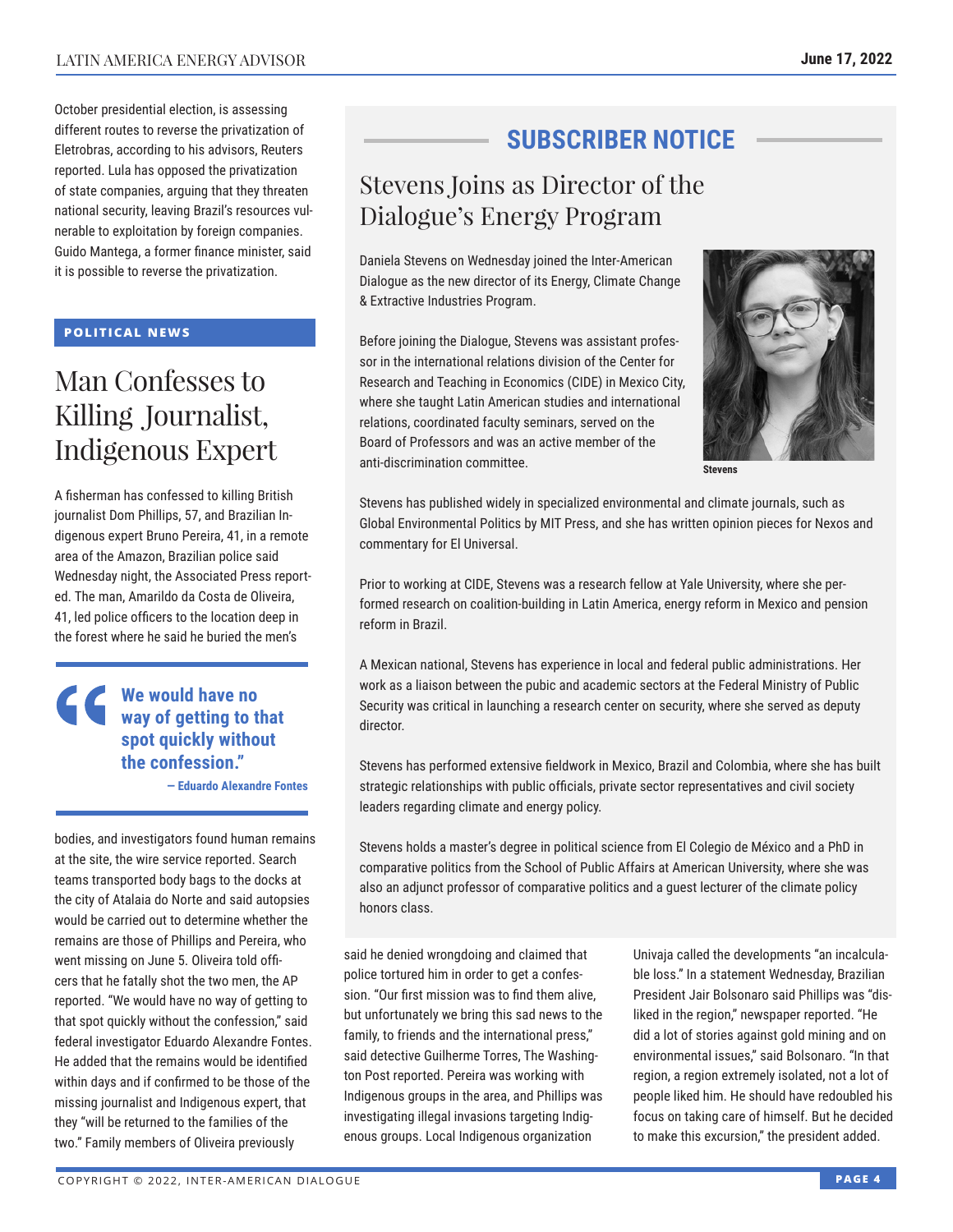October presidential election, is assessing different routes to reverse the privatization of Eletrobras, according to his advisors, Reuters reported. Lula has opposed the privatization of state companies, arguing that they threaten national security, leaving Brazil's resources vulnerable to exploitation by foreign companies. Guido Mantega, a former finance minister, said it is possible to reverse the privatization.

**POLITICAL NEWS**

# Man Confesses to Killing Journalist, Indigenous Expert

A fisherman has confessed to killing British journalist Dom Phillips, 57, and Brazilian Indigenous expert Bruno Pereira, 41, in a remote area of the Amazon, Brazilian police said Wednesday night, the Associated Press reported. The man, Amarildo da Costa de Oliveira, 41, led police officers to the location deep in the forest where he said he buried the men's bodies, and investigators found human remains at the site, the wire service reported. Search teams transported body bags to the docks at the city of Atalaia do Norte and said autopsies would be carried out to determine whether the remains are those of Phillips and Pereira, who went missing on June 5. Oliveira told officers that he fatally shot the two men, the AP reported. "We would have no way of getting to that spot quickly without the confession," said federal investigator Eduardo Alexandre Fontes. He added that the remains would be identified within days and if confirmed to be those of the missing journalist and Indigenous expert, that they "will be returned to the families of the two." Family members of Oliveira previously said he denied wrongdoing and claimed that police tortured him in order to get a confession. "Our first mission was to find them alive, but unfortunately we bring this sad news to the family, to friends and the international press," said detective Guilherme Torres, The Washington Post reported. Pereira was working with Indigenous groups in the area, and Phillips was investigating illegal invasions targeting Indigenous groups. Local Indigenous organization Univaja called the developments "an incalculable loss." In a statement Wednesday, Brazilian President Jair Bolsonaro said Phillips was "disliked in the region," newspaper reported. "He did a lot of stories against gold mining and on environmental issues," said Bolsonaro. "In that region, a region extremely isolated, not a lot of people liked him. He should have redoubled his focus on taking care of himself. But he decided to make this excursion," the president added.

> **"We would have no way of getting to that spot quickly without the confession."**
>
> **— Eduardo Alexandre Fontes**

## SUBSCRIBER NOTICE

### Stevens Joins as Director of the Dialogue's Energy Program

Daniela Stevens on Wednesday joined the Inter-American Dialogue as the new director of its Energy, Climate Change & Extractive Industries Program.

Before joining the Dialogue, Stevens was assistant professor in the international relations division of the Center for Research and Teaching in Economics (CIDE) in Mexico City, where she taught Latin American studies and international relations, coordinated faculty seminars, served on the Board of Professors and was an active member of the anti-discrimination committee.

Stevens

Stevens has published widely in specialized environmental and climate journals, such as Global Environmental Politics by MIT Press, and she has written opinion pieces for Nexos and commentary for El Universal.

Prior to working at CIDE, Stevens was a research fellow at Yale University, where she performed research on coalition-building in Latin America, energy reform in Mexico and pension reform in Brazil.

A Mexican national, Stevens has experience in local and federal public administrations. Her work as a liaison between the pubic and academic sectors at the Federal Ministry of Public Security was critical in launching a research center on security, where she served as deputy director.

Stevens has performed extensive fieldwork in Mexico, Brazil and Colombia, where she has built strategic relationships with public officials, private sector representatives and civil society leaders regarding climate and energy policy.

Stevens holds a master's degree in political science from El Colegio de México and a PhD in comparative politics from the School of Public Affairs at American University, where she was also an adjunct professor of comparative politics and a guest lecturer of the climate policy honors class.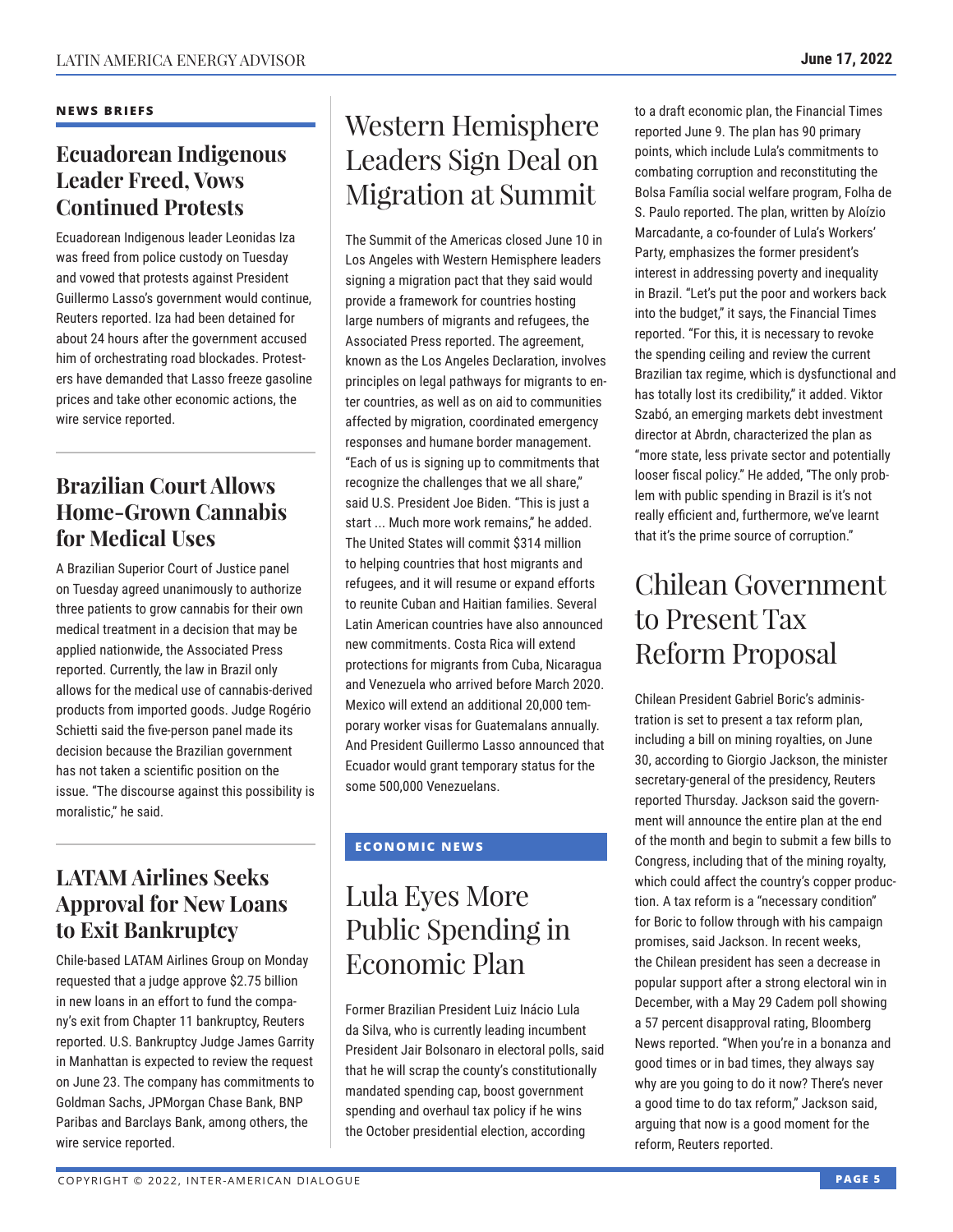## NEWS BRIEFS

### Ecuadorean Indigenous Leader Freed, Vows Continued Protests

Ecuadorean Indigenous leader Leonidas Iza was freed from police custody on Tuesday and vowed that protests against President Guillermo Lasso's government would continue, Reuters reported. Iza had been detained for about 24 hours after the government accused him of orchestrating road blockades. Protesters have demanded that Lasso freeze gasoline prices and take other economic actions, the wire service reported.

### Brazilian Court Allows Home-Grown Cannabis for Medical Uses

A Brazilian Superior Court of Justice panel on Tuesday agreed unanimously to authorize three patients to grow cannabis for their own medical treatment in a decision that may be applied nationwide, the Associated Press reported. Currently, the law in Brazil only allows for the medical use of cannabis-derived products from imported goods. Judge Rogério Schietti said the five-person panel made its decision because the Brazilian government has not taken a scientific position on the issue. "The discourse against this possibility is moralistic," he said.

### LATAM Airlines Seeks Approval for New Loans to Exit Bankruptcy

Chile-based LATAM Airlines Group on Monday requested that a judge approve $2.75 billion in new loans in an effort to fund the company's exit from Chapter 11 bankruptcy, Reuters reported. U.S. Bankruptcy Judge James Garrity in Manhattan is expected to review the request on June 23. The company has commitments to Goldman Sachs, JPMorgan Chase Bank, BNP Paribas and Barclays Bank, among others, the wire service reported.

# Western Hemisphere Leaders Sign Deal on Migration at Summit

The Summit of the Americas closed June 10 in Los Angeles with Western Hemisphere leaders signing a migration pact that they said would provide a framework for countries hosting large numbers of migrants and refugees, the Associated Press reported. The agreement, known as the Los Angeles Declaration, involves principles on legal pathways for migrants to enter countries, as well as on aid to communities affected by migration, coordinated emergency responses and humane border management. "Each of us is signing up to commitments that recognize the challenges that we all share," said U.S. President Joe Biden. "This is just a start ... Much more work remains," he added. The United States will commit $314 million to helping countries that host migrants and refugees, and it will resume or expand efforts to reunite Cuban and Haitian families. Several Latin American countries have also announced new commitments. Costa Rica will extend protections for migrants from Cuba, Nicaragua and Venezuela who arrived before March 2020. Mexico will extend an additional 20,000 temporary worker visas for Guatemalans annually. And President Guillermo Lasso announced that Ecuador would grant temporary status for the some 500,000 Venezuelans.

## ECONOMIC NEWS

# Lula Eyes More Public Spending in Economic Plan

Former Brazilian President Luiz Inácio Lula da Silva, who is currently leading incumbent President Jair Bolsonaro in electoral polls, said that he will scrap the county's constitutionally mandated spending cap, boost government spending and overhaul tax policy if he wins the October presidential election, according to a draft economic plan, the Financial Times reported June 9. The plan has 90 primary points, which include Lula's commitments to combating corruption and reconstituting the Bolsa Família social welfare program, Folha de S. Paulo reported. The plan, written by Aloízio Marcadante, a co-founder of Lula's Workers' Party, emphasizes the former president's interest in addressing poverty and inequality in Brazil. "Let's put the poor and workers back into the budget," it says, the Financial Times reported. "For this, it is necessary to revoke the spending ceiling and review the current Brazilian tax regime, which is dysfunctional and has totally lost its credibility," it added. Viktor Szabó, an emerging markets debt investment director at Abrdn, characterized the plan as "more state, less private sector and potentially looser fiscal policy." He added, "The only problem with public spending in Brazil is it's not really efficient and, furthermore, we've learnt that it's the prime source of corruption."

# Chilean Government to Present Tax Reform Proposal

Chilean President Gabriel Boric's administration is set to present a tax reform plan, including a bill on mining royalties, on June 30, according to Giorgio Jackson, the minister secretary-general of the presidency, Reuters reported Thursday. Jackson said the government will announce the entire plan at the end of the month and begin to submit a few bills to Congress, including that of the mining royalty, which could affect the country's copper production. A tax reform is a "necessary condition" for Boric to follow through with his campaign promises, said Jackson. In recent weeks, the Chilean president has seen a decrease in popular support after a strong electoral win in December, with a May 29 Cadem poll showing a 57 percent disapproval rating, Bloomberg News reported. "When you're in a bonanza and good times or in bad times, they always say why are you going to do it now? There's never a good time to do tax reform," Jackson said, arguing that now is a good moment for the reform, Reuters reported.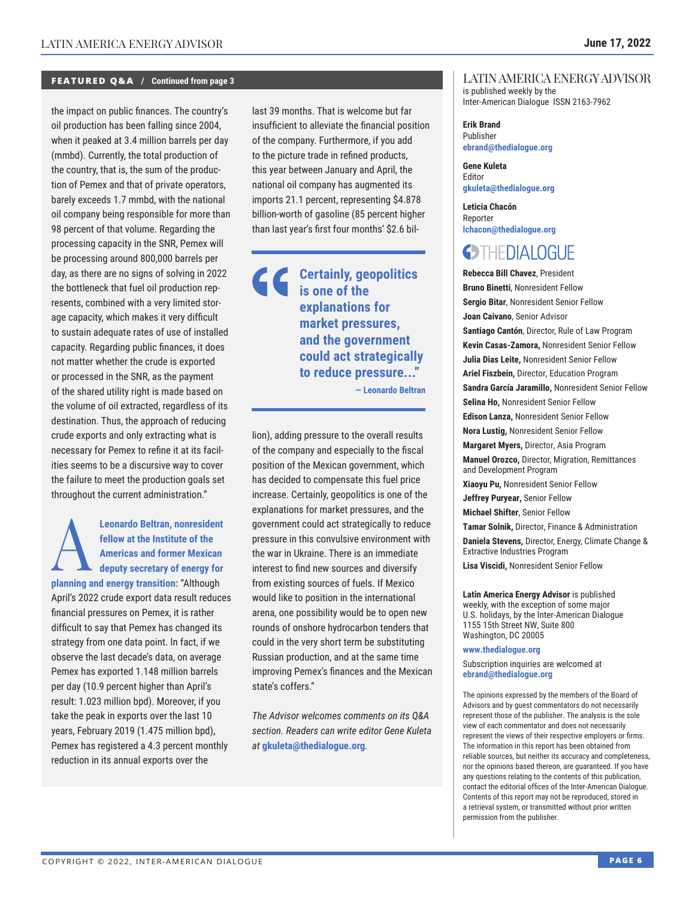**FEATURED Q&A / Continued from page 3**

the impact on public finances. The country's oil production has been falling since 2004, when it peaked at 3.4 million barrels per day (mmbd). Currently, the total production of the country, that is, the sum of the production of Pemex and that of private operators, barely exceeds 1.7 mmbd, with the national oil company being responsible for more than 98 percent of that volume. Regarding the processing capacity in the SNR, Pemex will be processing around 800,000 barrels per day, as there are no signs of solving in 2022 the bottleneck that fuel oil production represents, combined with a very limited storage capacity, which makes it very difficult to sustain adequate rates of use of installed capacity. Regarding public finances, it does not matter whether the crude is exported or processed in the SNR, as the payment of the shared utility right is made based on the volume of oil extracted, regardless of its destination. Thus, the approach of reducing crude exports and only extracting what is necessary for Pemex to refine it at its facilities seems to be a discursive way to cover the failure to meet the production goals set throughout the current administration."

**A** **Leonardo Beltran, nonresident fellow at the Institute of the Americas and former Mexican deputy secretary of energy for planning and energy transition:** "Although April's 2022 crude export data result reduces financial pressures on Pemex, it is rather difficult to say that Pemex has changed its strategy from one data point. In fact, if we observe the last decade's data, on average Pemex has exported 1.148 million barrels per day (10.9 percent higher than April's result: 1.023 million bpd). Moreover, if you take the peak in exports over the last 10 years, February 2019 (1.475 million bpd), Pemex has registered a 4.3 percent monthly reduction in its annual exports over the last 39 months. That is welcome but far insufficient to alleviate the financial position of the company. Furthermore, if you add to the picture trade in refined products, this year between January and April, the national oil company has augmented its imports 21.1 percent, representing $4.878 billion-worth of gasoline (85 percent higher than last year's first four months' $2.6 billion), adding pressure to the overall results of the company and especially to the fiscal position of the Mexican government, which has decided to compensate this fuel price increase. Certainly, geopolitics is one of the explanations for market pressures, and the government could act strategically to reduce pressure in this convulsive environment with the war in Ukraine. There is an immediate interest to find new sources and diversify from existing sources of fuels. If Mexico would like to position in the international arena, one possibility would be to open new rounds of onshore hydrocarbon tenders that could in the very short term be substituting Russian production, and at the same time improving Pemex's finances and the Mexican state's coffers."

> **"Certainly, geopolitics is one of the explanations for market pressures, and the government could act strategically to reduce pressure..."**
> — Leonardo Beltran

*The Advisor welcomes comments on its Q&A section. Readers can write editor Gene Kuleta at* ***gkuleta@thedialogue.org****.*

---

LATIN AMERICA ENERGY ADVISOR
is published weekly by the
Inter-American Dialogue ISSN 2163-7962

**Erik Brand**
Publisher
**ebrand@thedialogue.org**

**Gene Kuleta**
Editor
**gkuleta@thedialogue.org**

**Leticia Chacón**
Reporter
**lchacon@thedialogue.org**

THEDIALOGUE

**Rebecca Bill Chavez**, President
**Bruno Binetti**, Nonresident Fellow
**Sergio Bitar**, Nonresident Senior Fellow
**Joan Caivano**, Senior Advisor
**Santiago Cantón**, Director, Rule of Law Program
**Kevin Casas-Zamora,** Nonresident Senior Fellow
**Julia Dias Leite,** Nonresident Senior Fellow
**Ariel Fiszbein,** Director, Education Program
**Sandra García Jaramillo,** Nonresident Senior Fellow
**Selina Ho,** Nonresident Senior Fellow
**Edison Lanza,** Nonresident Senior Fellow
**Nora Lustig,** Nonresident Senior Fellow
**Margaret Myers,** Director, Asia Program
**Manuel Orozco,** Director, Migration, Remittances and Development Program
**Xiaoyu Pu,** Nonresident Senior Fellow
**Jeffrey Puryear,** Senior Fellow
**Michael Shifter**, Senior Fellow
**Tamar Solnik,** Director, Finance & Administration
**Daniela Stevens,** Director, Energy, Climate Change & Extractive Industries Program
**Lisa Viscidi,** Nonresident Senior Fellow

**Latin America Energy Advisor** is published weekly, with the exception of some major U.S. holidays, by the Inter-American Dialogue
1155 15th Street NW, Suite 800
Washington, DC 20005

**www.thedialogue.org**

Subscription inquiries are welcomed at
**ebrand@thedialogue.org**

The opinions expressed by the members of the Board of Advisors and by guest commentators do not necessarily represent those of the publisher. The analysis is the sole view of each commentator and does not necessarily represent the views of their respective employers or firms. The information in this report has been obtained from reliable sources, but neither its accuracy and completeness, nor the opinions based thereon, are guaranteed. If you have any questions relating to the contents of this publication, contact the editorial offices of the Inter-American Dialogue. Contents of this report may not be reproduced, stored in a retrieval system, or transmitted without prior written permission from the publisher.